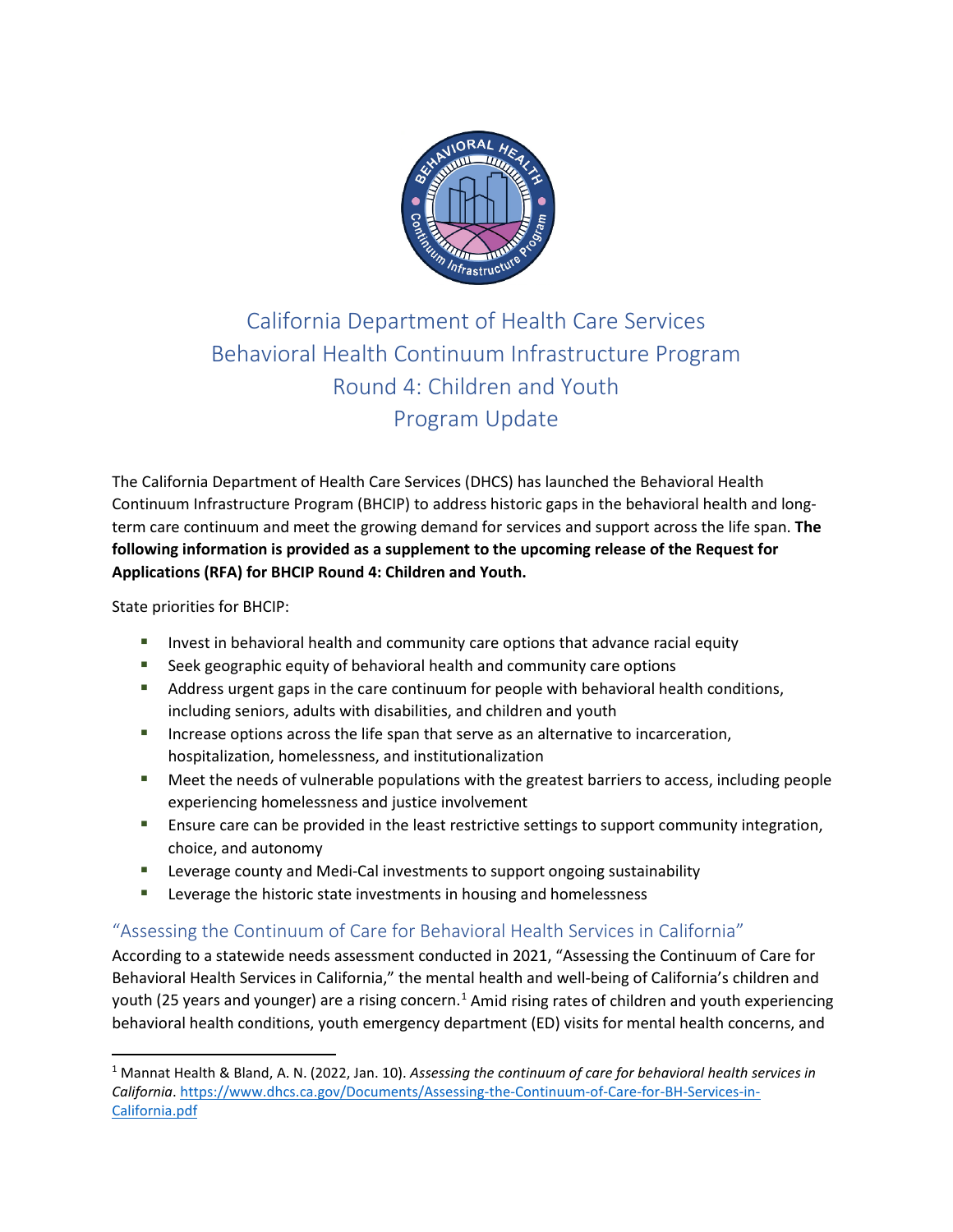# California Department of Health Care Services
# Behavioral Health Continuum Infrastructure Program
# Round 4: Children and Youth
# Program Update

The California Department of Health Care Services (DHCS) has launched the Behavioral Health Continuum Infrastructure Program (BHCIP) to address historic gaps in the behavioral health and long-term care continuum and meet the growing demand for services and support across the life span. **The following information is provided as a supplement to the upcoming release of the Request for Applications (RFA) for BHCIP Round 4: Children and Youth.**

State priorities for BHCIP:

- Invest in behavioral health and community care options that advance racial equity
- Seek geographic equity of behavioral health and community care options
- Address urgent gaps in the care continuum for people with behavioral health conditions, including seniors, adults with disabilities, and children and youth
- Increase options across the life span that serve as an alternative to incarceration, hospitalization, homelessness, and institutionalization
- Meet the needs of vulnerable populations with the greatest barriers to access, including people experiencing homelessness and justice involvement
- Ensure care can be provided in the least restrictive settings to support community integration, choice, and autonomy
- Leverage county and Medi-Cal investments to support ongoing sustainability
- Leverage the historic state investments in housing and homelessness

## "Assessing the Continuum of Care for Behavioral Health Services in California"

According to a statewide needs assessment conducted in 2021, "Assessing the Continuum of Care for Behavioral Health Services in California," the mental health and well-being of California's children and youth (25 years and younger) are a rising concern.[1] Amid rising rates of children and youth experiencing behavioral health conditions, youth emergency department (ED) visits for mental health concerns, and

[1] Mannat Health & Bland, A. N. (2022, Jan. 10). *Assessing the continuum of care for behavioral health services in California*. https://www.dhcs.ca.gov/Documents/Assessing-the-Continuum-of-Care-for-BH-Services-in-California.pdf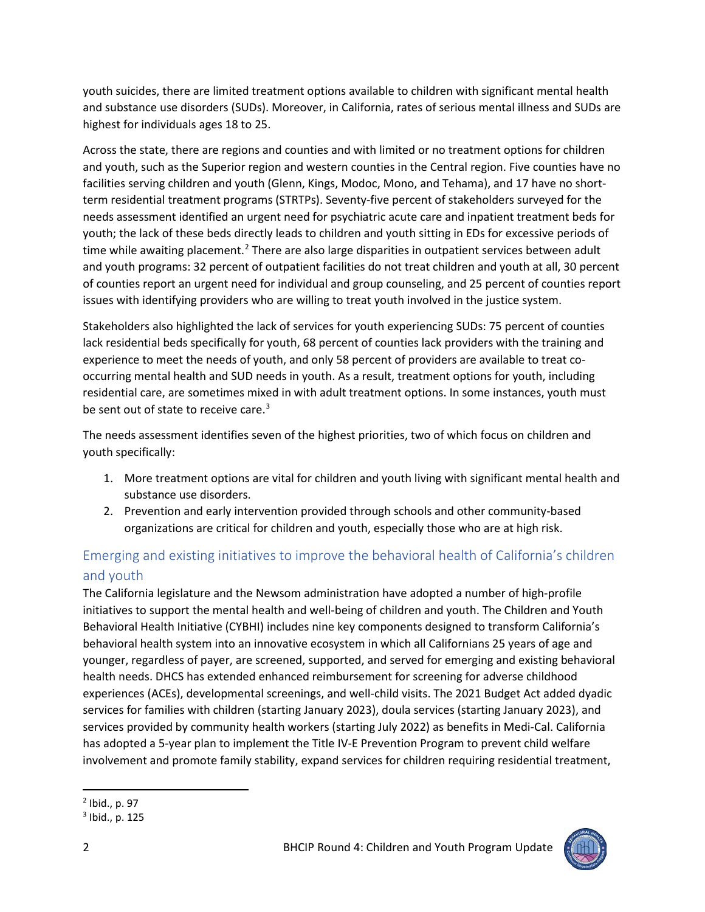youth suicides, there are limited treatment options available to children with significant mental health and substance use disorders (SUDs). Moreover, in California, rates of serious mental illness and SUDs are highest for individuals ages 18 to 25.

Across the state, there are regions and counties and with limited or no treatment options for children and youth, such as the Superior region and western counties in the Central region. Five counties have no facilities serving children and youth (Glenn, Kings, Modoc, Mono, and Tehama), and 17 have no short-term residential treatment programs (STRTPs). Seventy-five percent of stakeholders surveyed for the needs assessment identified an urgent need for psychiatric acute care and inpatient treatment beds for youth; the lack of these beds directly leads to children and youth sitting in EDs for excessive periods of time while awaiting placement.[2] There are also large disparities in outpatient services between adult and youth programs: 32 percent of outpatient facilities do not treat children and youth at all, 30 percent of counties report an urgent need for individual and group counseling, and 25 percent of counties report issues with identifying providers who are willing to treat youth involved in the justice system.

Stakeholders also highlighted the lack of services for youth experiencing SUDs: 75 percent of counties lack residential beds specifically for youth, 68 percent of counties lack providers with the training and experience to meet the needs of youth, and only 58 percent of providers are available to treat co-occurring mental health and SUD needs in youth. As a result, treatment options for youth, including residential care, are sometimes mixed in with adult treatment options. In some instances, youth must be sent out of state to receive care.[3]

The needs assessment identifies seven of the highest priorities, two of which focus on children and youth specifically:

1. More treatment options are vital for children and youth living with significant mental health and substance use disorders.
2. Prevention and early intervention provided through schools and other community-based organizations are critical for children and youth, especially those who are at high risk.

## Emerging and existing initiatives to improve the behavioral health of California's children and youth

The California legislature and the Newsom administration have adopted a number of high-profile initiatives to support the mental health and well-being of children and youth. The Children and Youth Behavioral Health Initiative (CYBHI) includes nine key components designed to transform California's behavioral health system into an innovative ecosystem in which all Californians 25 years of age and younger, regardless of payer, are screened, supported, and served for emerging and existing behavioral health needs. DHCS has extended enhanced reimbursement for screening for adverse childhood experiences (ACEs), developmental screenings, and well-child visits. The 2021 Budget Act added dyadic services for families with children (starting January 2023), doula services (starting January 2023), and services provided by community health workers (starting July 2022) as benefits in Medi-Cal. California has adopted a 5-year plan to implement the Title IV-E Prevention Program to prevent child welfare involvement and promote family stability, expand services for children requiring residential treatment,

[2] Ibid., p. 97

[3] Ibid., p. 125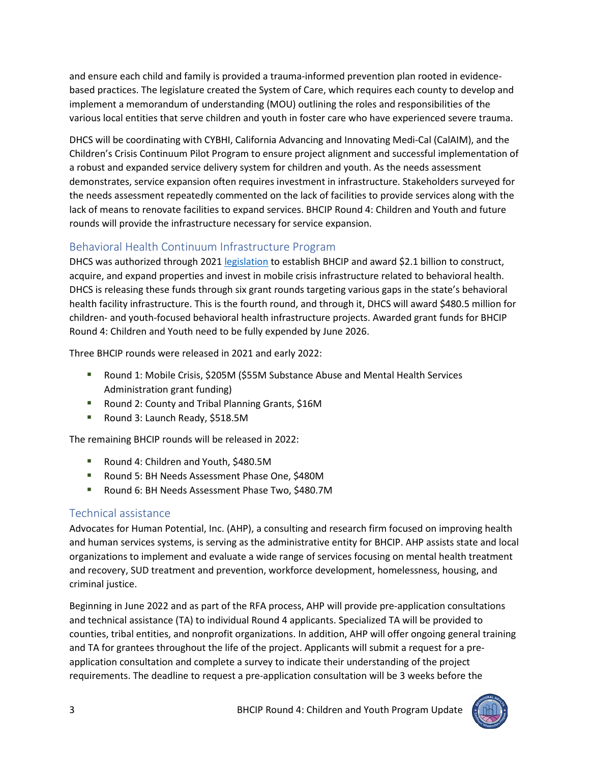and ensure each child and family is provided a trauma-informed prevention plan rooted in evidence-based practices. The legislature created the System of Care, which requires each county to develop and implement a memorandum of understanding (MOU) outlining the roles and responsibilities of the various local entities that serve children and youth in foster care who have experienced severe trauma.

DHCS will be coordinating with CYBHI, California Advancing and Innovating Medi-Cal (CalAIM), and the Children's Crisis Continuum Pilot Program to ensure project alignment and successful implementation of a robust and expanded service delivery system for children and youth. As the needs assessment demonstrates, service expansion often requires investment in infrastructure. Stakeholders surveyed for the needs assessment repeatedly commented on the lack of facilities to provide services along with the lack of means to renovate facilities to expand services. BHCIP Round 4: Children and Youth and future rounds will provide the infrastructure necessary for service expansion.

## Behavioral Health Continuum Infrastructure Program

DHCS was authorized through 2021 legislation to establish BHCIP and award $2.1 billion to construct, acquire, and expand properties and invest in mobile crisis infrastructure related to behavioral health. DHCS is releasing these funds through six grant rounds targeting various gaps in the state's behavioral health facility infrastructure. This is the fourth round, and through it, DHCS will award $480.5 million for children- and youth-focused behavioral health infrastructure projects. Awarded grant funds for BHCIP Round 4: Children and Youth need to be fully expended by June 2026.

Three BHCIP rounds were released in 2021 and early 2022:

- Round 1: Mobile Crisis, $205M ($55M Substance Abuse and Mental Health Services Administration grant funding)
- Round 2: County and Tribal Planning Grants, $16M
- Round 3: Launch Ready, $518.5M

The remaining BHCIP rounds will be released in 2022:

- Round 4: Children and Youth, $480.5M
- Round 5: BH Needs Assessment Phase One, $480M
- Round 6: BH Needs Assessment Phase Two, $480.7M

## Technical assistance

Advocates for Human Potential, Inc. (AHP), a consulting and research firm focused on improving health and human services systems, is serving as the administrative entity for BHCIP. AHP assists state and local organizations to implement and evaluate a wide range of services focusing on mental health treatment and recovery, SUD treatment and prevention, workforce development, homelessness, housing, and criminal justice.

Beginning in June 2022 and as part of the RFA process, AHP will provide pre-application consultations and technical assistance (TA) to individual Round 4 applicants. Specialized TA will be provided to counties, tribal entities, and nonprofit organizations. In addition, AHP will offer ongoing general training and TA for grantees throughout the life of the project. Applicants will submit a request for a pre-application consultation and complete a survey to indicate their understanding of the project requirements. The deadline to request a pre-application consultation will be 3 weeks before the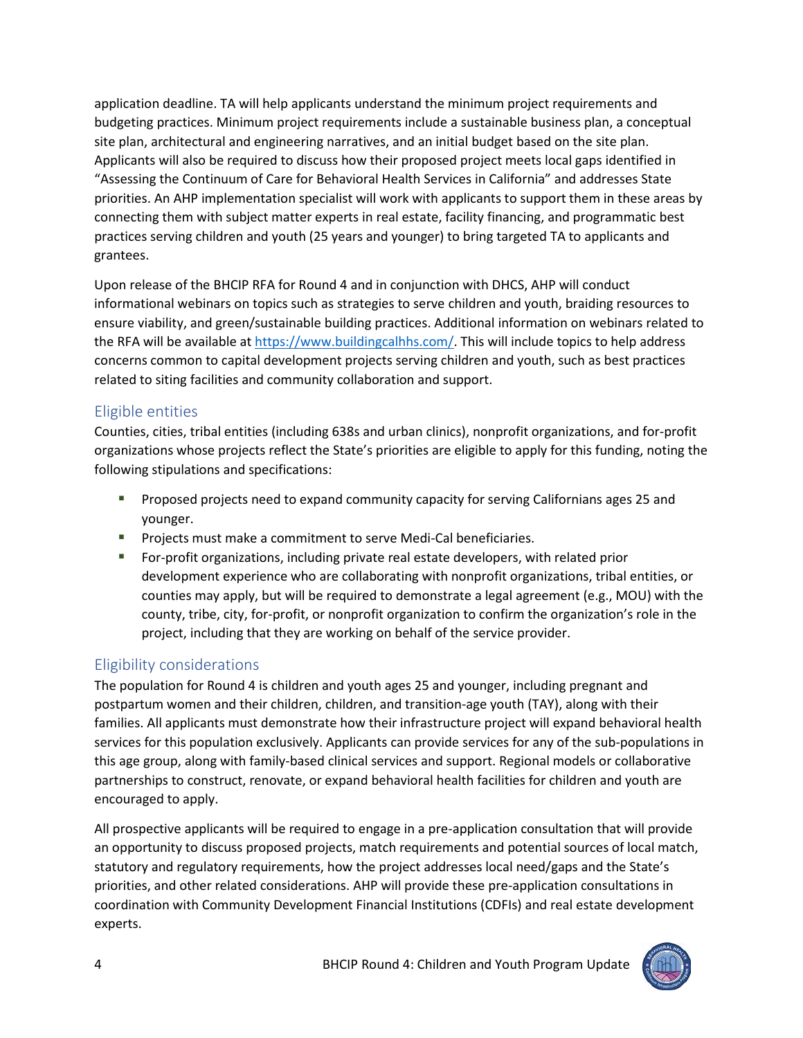application deadline. TA will help applicants understand the minimum project requirements and budgeting practices. Minimum project requirements include a sustainable business plan, a conceptual site plan, architectural and engineering narratives, and an initial budget based on the site plan. Applicants will also be required to discuss how their proposed project meets local gaps identified in "Assessing the Continuum of Care for Behavioral Health Services in California" and addresses State priorities. An AHP implementation specialist will work with applicants to support them in these areas by connecting them with subject matter experts in real estate, facility financing, and programmatic best practices serving children and youth (25 years and younger) to bring targeted TA to applicants and grantees.

Upon release of the BHCIP RFA for Round 4 and in conjunction with DHCS, AHP will conduct informational webinars on topics such as strategies to serve children and youth, braiding resources to ensure viability, and green/sustainable building practices. Additional information on webinars related to the RFA will be available at [https://www.buildingcalhhs.com/](https://www.buildingcalhhs.com/). This will include topics to help address concerns common to capital development projects serving children and youth, such as best practices related to siting facilities and community collaboration and support.

## Eligible entities

Counties, cities, tribal entities (including 638s and urban clinics), nonprofit organizations, and for-profit organizations whose projects reflect the State's priorities are eligible to apply for this funding, noting the following stipulations and specifications:

- Proposed projects need to expand community capacity for serving Californians ages 25 and younger.
- Projects must make a commitment to serve Medi-Cal beneficiaries.
- For-profit organizations, including private real estate developers, with related prior development experience who are collaborating with nonprofit organizations, tribal entities, or counties may apply, but will be required to demonstrate a legal agreement (e.g., MOU) with the county, tribe, city, for-profit, or nonprofit organization to confirm the organization's role in the project, including that they are working on behalf of the service provider.

## Eligibility considerations

The population for Round 4 is children and youth ages 25 and younger, including pregnant and postpartum women and their children, children, and transition-age youth (TAY), along with their families. All applicants must demonstrate how their infrastructure project will expand behavioral health services for this population exclusively. Applicants can provide services for any of the sub-populations in this age group, along with family-based clinical services and support. Regional models or collaborative partnerships to construct, renovate, or expand behavioral health facilities for children and youth are encouraged to apply.

All prospective applicants will be required to engage in a pre-application consultation that will provide an opportunity to discuss proposed projects, match requirements and potential sources of local match, statutory and regulatory requirements, how the project addresses local need/gaps and the State's priorities, and other related considerations. AHP will provide these pre-application consultations in coordination with Community Development Financial Institutions (CDFIs) and real estate development experts.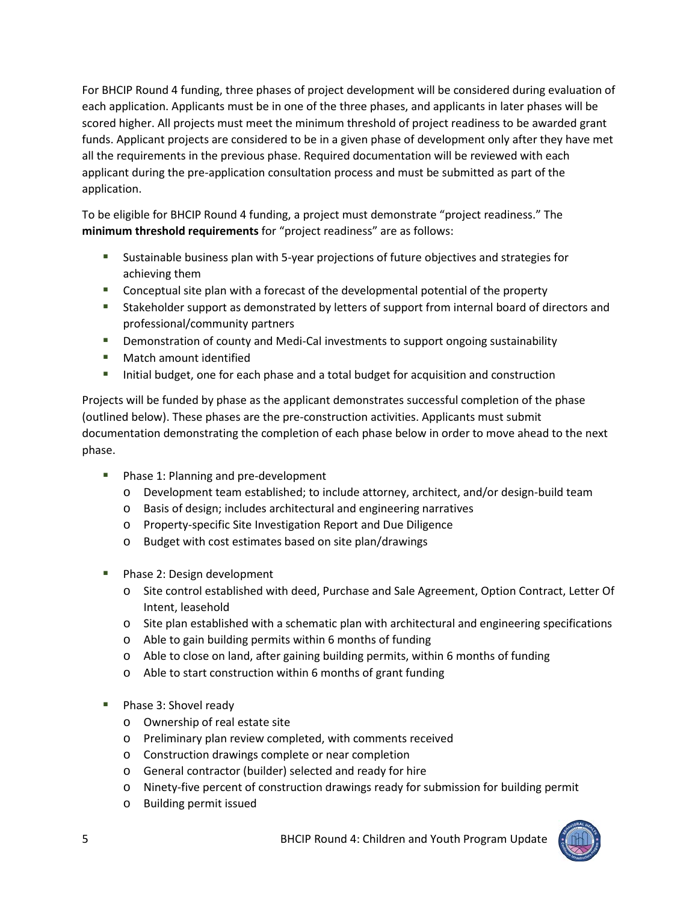For BHCIP Round 4 funding, three phases of project development will be considered during evaluation of each application. Applicants must be in one of the three phases, and applicants in later phases will be scored higher. All projects must meet the minimum threshold of project readiness to be awarded grant funds. Applicant projects are considered to be in a given phase of development only after they have met all the requirements in the previous phase. Required documentation will be reviewed with each applicant during the pre-application consultation process and must be submitted as part of the application.

To be eligible for BHCIP Round 4 funding, a project must demonstrate "project readiness." The **minimum threshold requirements** for "project readiness" are as follows:

- Sustainable business plan with 5-year projections of future objectives and strategies for achieving them
- Conceptual site plan with a forecast of the developmental potential of the property
- Stakeholder support as demonstrated by letters of support from internal board of directors and professional/community partners
- Demonstration of county and Medi-Cal investments to support ongoing sustainability
- Match amount identified
- Initial budget, one for each phase and a total budget for acquisition and construction

Projects will be funded by phase as the applicant demonstrates successful completion of the phase (outlined below). These phases are the pre-construction activities. Applicants must submit documentation demonstrating the completion of each phase below in order to move ahead to the next phase.

- Phase 1: Planning and pre-development
  - Development team established; to include attorney, architect, and/or design-build team
  - Basis of design; includes architectural and engineering narratives
  - Property-specific Site Investigation Report and Due Diligence
  - Budget with cost estimates based on site plan/drawings

- Phase 2: Design development
  - Site control established with deed, Purchase and Sale Agreement, Option Contract, Letter Of Intent, leasehold
  - Site plan established with a schematic plan with architectural and engineering specifications
  - Able to gain building permits within 6 months of funding
  - Able to close on land, after gaining building permits, within 6 months of funding
  - Able to start construction within 6 months of grant funding

- Phase 3: Shovel ready
  - Ownership of real estate site
  - Preliminary plan review completed, with comments received
  - Construction drawings complete or near completion
  - General contractor (builder) selected and ready for hire
  - Ninety-five percent of construction drawings ready for submission for building permit
  - Building permit issued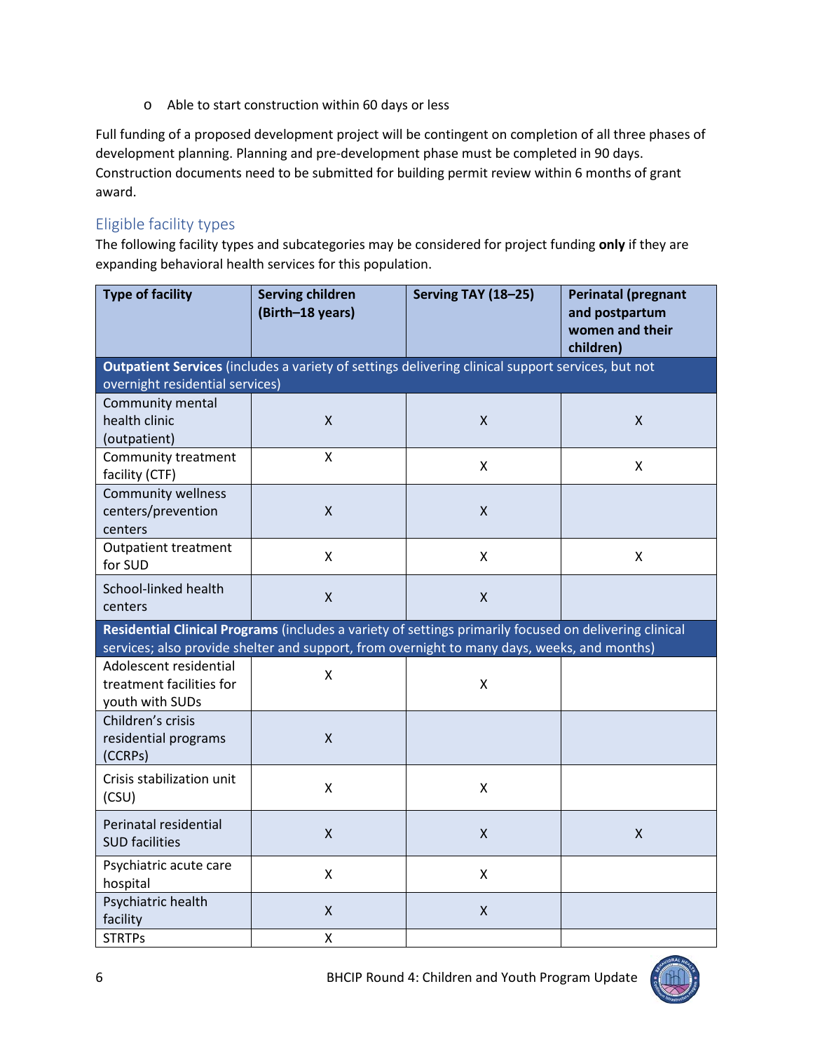- Able to start construction within 60 days or less

Full funding of a proposed development project will be contingent on completion of all three phases of development planning. Planning and pre-development phase must be completed in 90 days. Construction documents need to be submitted for building permit review within 6 months of grant award.

## Eligible facility types

The following facility types and subcategories may be considered for project funding **only** if they are expanding behavioral health services for this population.

| Type of facility | Serving children (Birth–18 years) | Serving TAY (18–25) | Perinatal (pregnant and postpartum women and their children) |
|---|---|---|---|
| **Outpatient Services** (includes a variety of settings delivering clinical support services, but not overnight residential services) | | | |
| Community mental health clinic (outpatient) | X | X | X |
| Community treatment facility (CTF) | X | X | X |
| Community wellness centers/prevention centers | X | X | |
| Outpatient treatment for SUD | X | X | X |
| School-linked health centers | X | X | |
| **Residential Clinical Programs** (includes a variety of settings primarily focused on delivering clinical services; also provide shelter and support, from overnight to many days, weeks, and months) | | | |
| Adolescent residential treatment facilities for youth with SUDs | X | X | |
| Children's crisis residential programs (CCRPs) | X | | |
| Crisis stabilization unit (CSU) | X | X | |
| Perinatal residential SUD facilities | X | X | X |
| Psychiatric acute care hospital | X | X | |
| Psychiatric health facility | X | X | |
| STRTPs | X | | |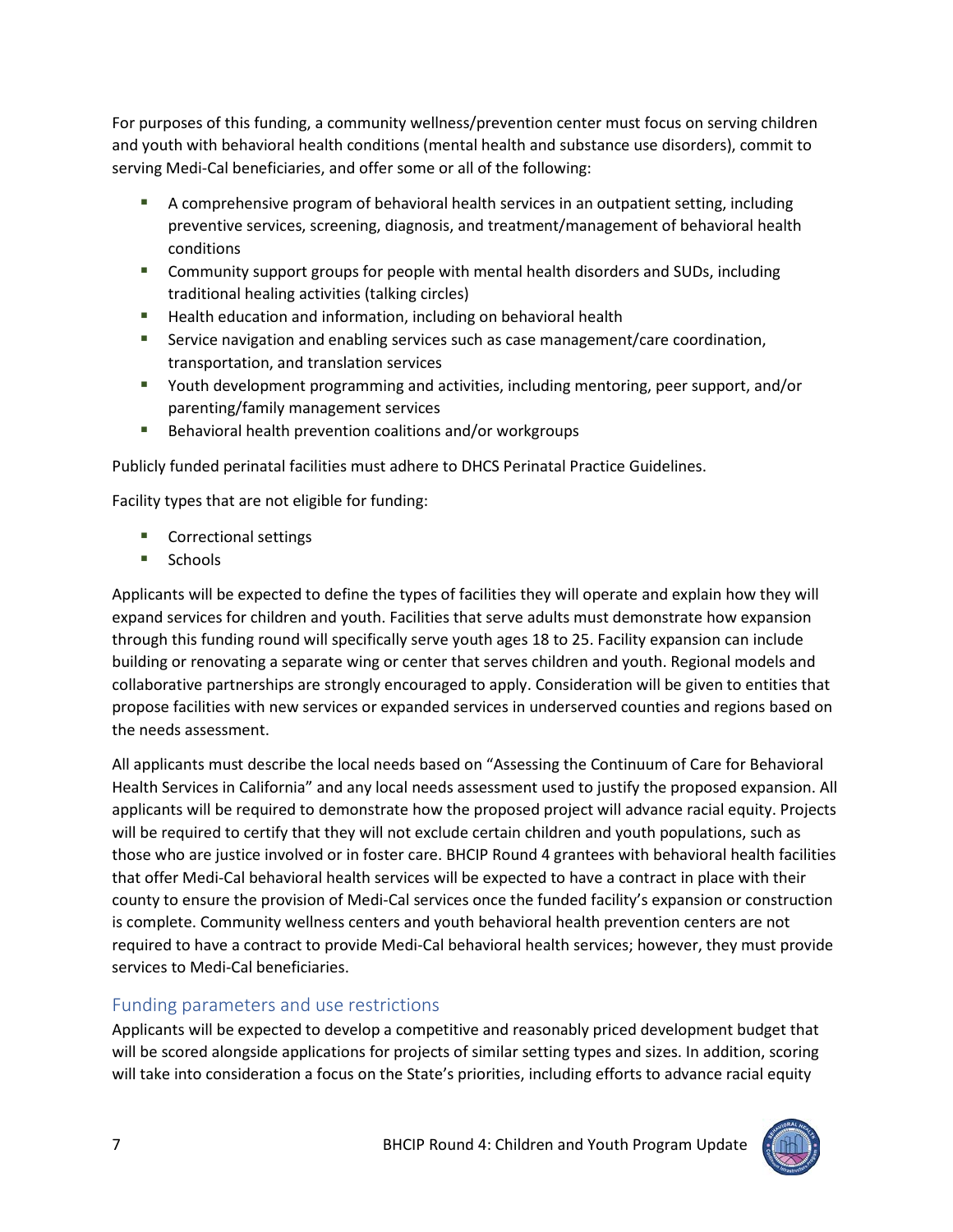For purposes of this funding, a community wellness/prevention center must focus on serving children and youth with behavioral health conditions (mental health and substance use disorders), commit to serving Medi-Cal beneficiaries, and offer some or all of the following:

- A comprehensive program of behavioral health services in an outpatient setting, including preventive services, screening, diagnosis, and treatment/management of behavioral health conditions
- Community support groups for people with mental health disorders and SUDs, including traditional healing activities (talking circles)
- Health education and information, including on behavioral health
- Service navigation and enabling services such as case management/care coordination, transportation, and translation services
- Youth development programming and activities, including mentoring, peer support, and/or parenting/family management services
- Behavioral health prevention coalitions and/or workgroups

Publicly funded perinatal facilities must adhere to DHCS Perinatal Practice Guidelines.

Facility types that are not eligible for funding:

- Correctional settings
- Schools

Applicants will be expected to define the types of facilities they will operate and explain how they will expand services for children and youth. Facilities that serve adults must demonstrate how expansion through this funding round will specifically serve youth ages 18 to 25. Facility expansion can include building or renovating a separate wing or center that serves children and youth. Regional models and collaborative partnerships are strongly encouraged to apply. Consideration will be given to entities that propose facilities with new services or expanded services in underserved counties and regions based on the needs assessment.

All applicants must describe the local needs based on "Assessing the Continuum of Care for Behavioral Health Services in California" and any local needs assessment used to justify the proposed expansion. All applicants will be required to demonstrate how the proposed project will advance racial equity. Projects will be required to certify that they will not exclude certain children and youth populations, such as those who are justice involved or in foster care. BHCIP Round 4 grantees with behavioral health facilities that offer Medi-Cal behavioral health services will be expected to have a contract in place with their county to ensure the provision of Medi-Cal services once the funded facility's expansion or construction is complete. Community wellness centers and youth behavioral health prevention centers are not required to have a contract to provide Medi-Cal behavioral health services; however, they must provide services to Medi-Cal beneficiaries.

## Funding parameters and use restrictions

Applicants will be expected to develop a competitive and reasonably priced development budget that will be scored alongside applications for projects of similar setting types and sizes. In addition, scoring will take into consideration a focus on the State's priorities, including efforts to advance racial equity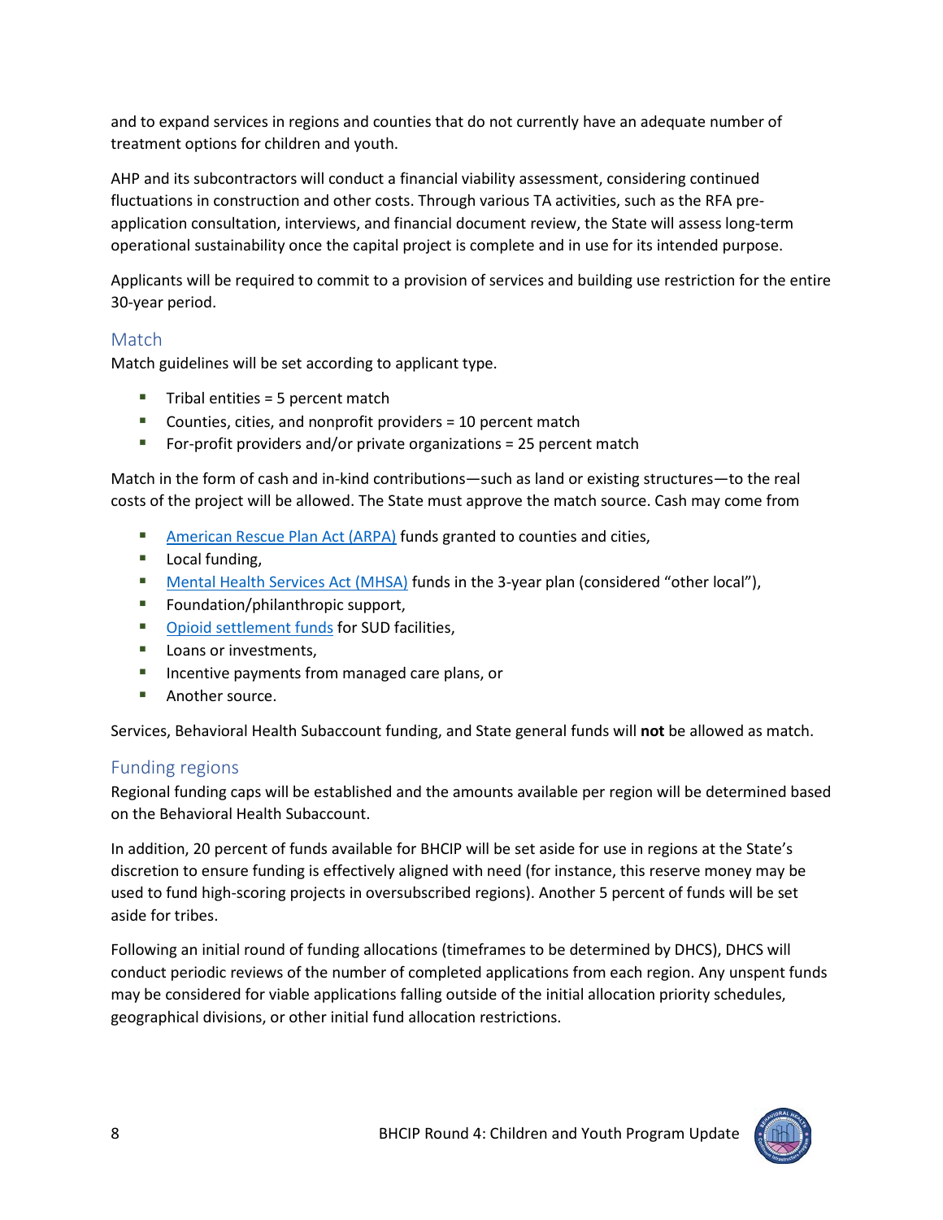and to expand services in regions and counties that do not currently have an adequate number of treatment options for children and youth.

AHP and its subcontractors will conduct a financial viability assessment, considering continued fluctuations in construction and other costs. Through various TA activities, such as the RFA pre-application consultation, interviews, and financial document review, the State will assess long-term operational sustainability once the capital project is complete and in use for its intended purpose.

Applicants will be required to commit to a provision of services and building use restriction for the entire 30-year period.

## Match

Match guidelines will be set according to applicant type.

- Tribal entities = 5 percent match
- Counties, cities, and nonprofit providers = 10 percent match
- For-profit providers and/or private organizations = 25 percent match

Match in the form of cash and in-kind contributions—such as land or existing structures—to the real costs of the project will be allowed. The State must approve the match source. Cash may come from

- American Rescue Plan Act (ARPA) funds granted to counties and cities,
- Local funding,
- Mental Health Services Act (MHSA) funds in the 3-year plan (considered "other local"),
- Foundation/philanthropic support,
- Opioid settlement funds for SUD facilities,
- Loans or investments,
- Incentive payments from managed care plans, or
- Another source.

Services, Behavioral Health Subaccount funding, and State general funds will **not** be allowed as match.

## Funding regions

Regional funding caps will be established and the amounts available per region will be determined based on the Behavioral Health Subaccount.

In addition, 20 percent of funds available for BHCIP will be set aside for use in regions at the State's discretion to ensure funding is effectively aligned with need (for instance, this reserve money may be used to fund high-scoring projects in oversubscribed regions). Another 5 percent of funds will be set aside for tribes.

Following an initial round of funding allocations (timeframes to be determined by DHCS), DHCS will conduct periodic reviews of the number of completed applications from each region. Any unspent funds may be considered for viable applications falling outside of the initial allocation priority schedules, geographical divisions, or other initial fund allocation restrictions.